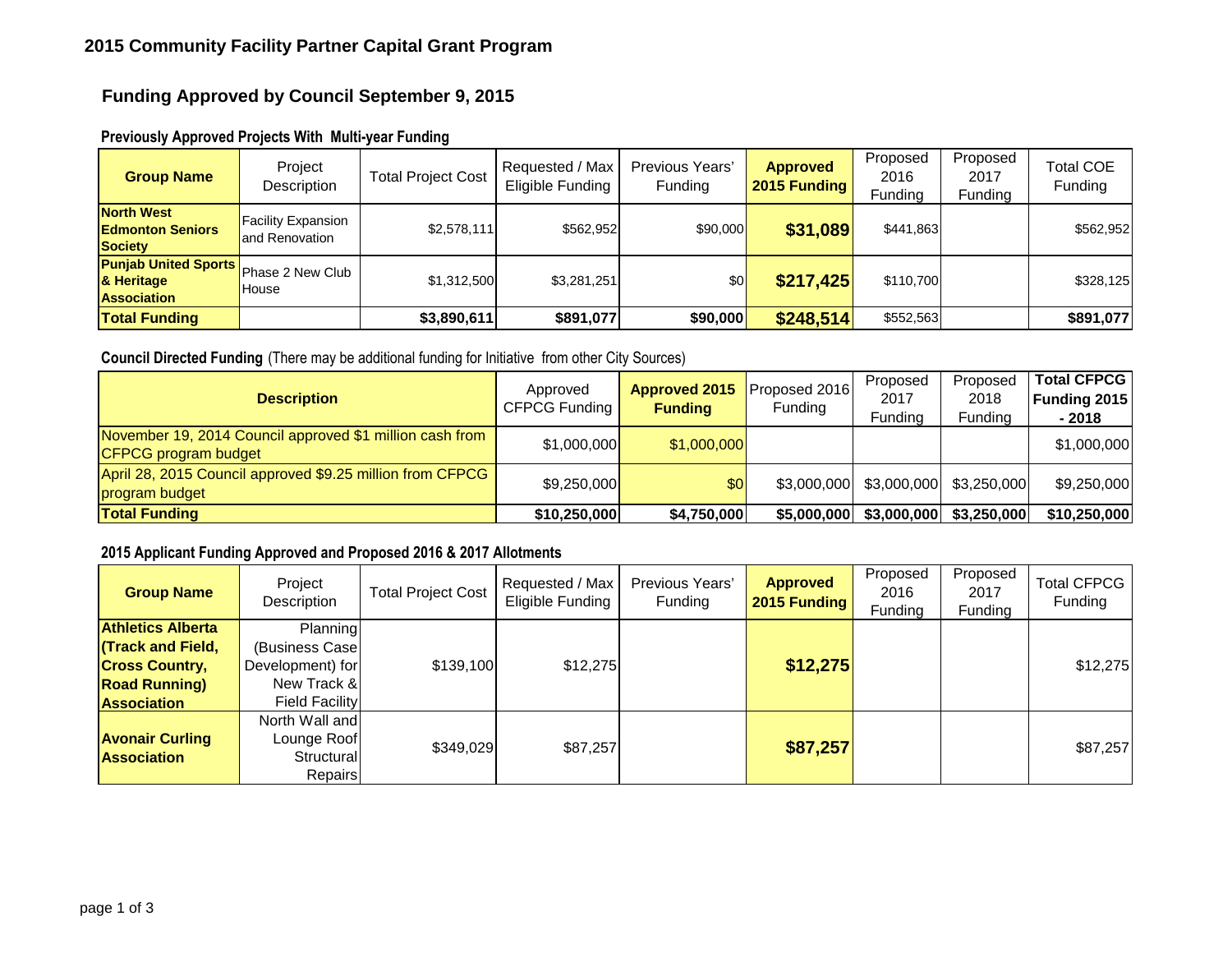# 2015 Community Facility Partner Capital Grant Program

## Funding Approved by Council September 9, 2015

### Previously Approved Projects With Multi-year Funding

| Group Name | Project Description | Total Project Cost | Requested / Max Eligible Funding | Previous Years' Funding | Approved 2015 Funding | Proposed 2016 Funding | Proposed 2017 Funding | Total COE Funding |
|---|---|---|---|---|---|---|---|---|
| **North West Edmonton Seniors Society** | Facility Expansion and Renovation | $2,578,111 | $562,952 | $90,000 | **$31,089** | $441,863 | | $562,952 |
| **Punjab United Sports & Heritage Association** | Phase 2 New Club House | $1,312,500 | $3,281,251 | $0 | **$217,425** | $110,700 | | $328,125 |
| **Total Funding** | | **$3,890,611** | **$891,077** | **$90,000** | **$248,514** | $552,563 | | **$891,077** |

### Council Directed Funding (There may be additional funding for Initiative from other City Sources)

| Description | Approved CFPCG Funding | Approved 2015 Funding | Proposed 2016 Funding | Proposed 2017 Funding | Proposed 2018 Funding | Total CFPCG Funding 2015 - 2018 |
|---|---|---|---|---|---|---|
| November 19, 2014 Council approved $1 million cash from CFPCG program budget | $1,000,000 | $1,000,000 | | | | $1,000,000 |
| April 28, 2015 Council approved $9.25 million from CFPCG program budget | $9,250,000 | $0 | $3,000,000 | $3,000,000 | $3,250,000 | $9,250,000 |
| **Total Funding** | **$10,250,000** | **$4,750,000** | **$5,000,000** | **$3,000,000** | **$3,250,000** | **$10,250,000** |

### 2015 Applicant Funding Approved and Proposed 2016 & 2017 Allotments

| Group Name | Project Description | Total Project Cost | Requested / Max Eligible Funding | Previous Years' Funding | Approved 2015 Funding | Proposed 2016 Funding | Proposed 2017 Funding | Total CFPCG Funding |
|---|---|---|---|---|---|---|---|---|
| **Athletics Alberta (Track and Field, Cross Country, Road Running) Association** | Planning (Business Case Development) for New Track & Field Facility | $139,100 | $12,275 | | **$12,275** | | | $12,275 |
| **Avonair Curling Association** | North Wall and Lounge Roof Structural Repairs | $349,029 | $87,257 | | **$87,257** | | | $87,257 |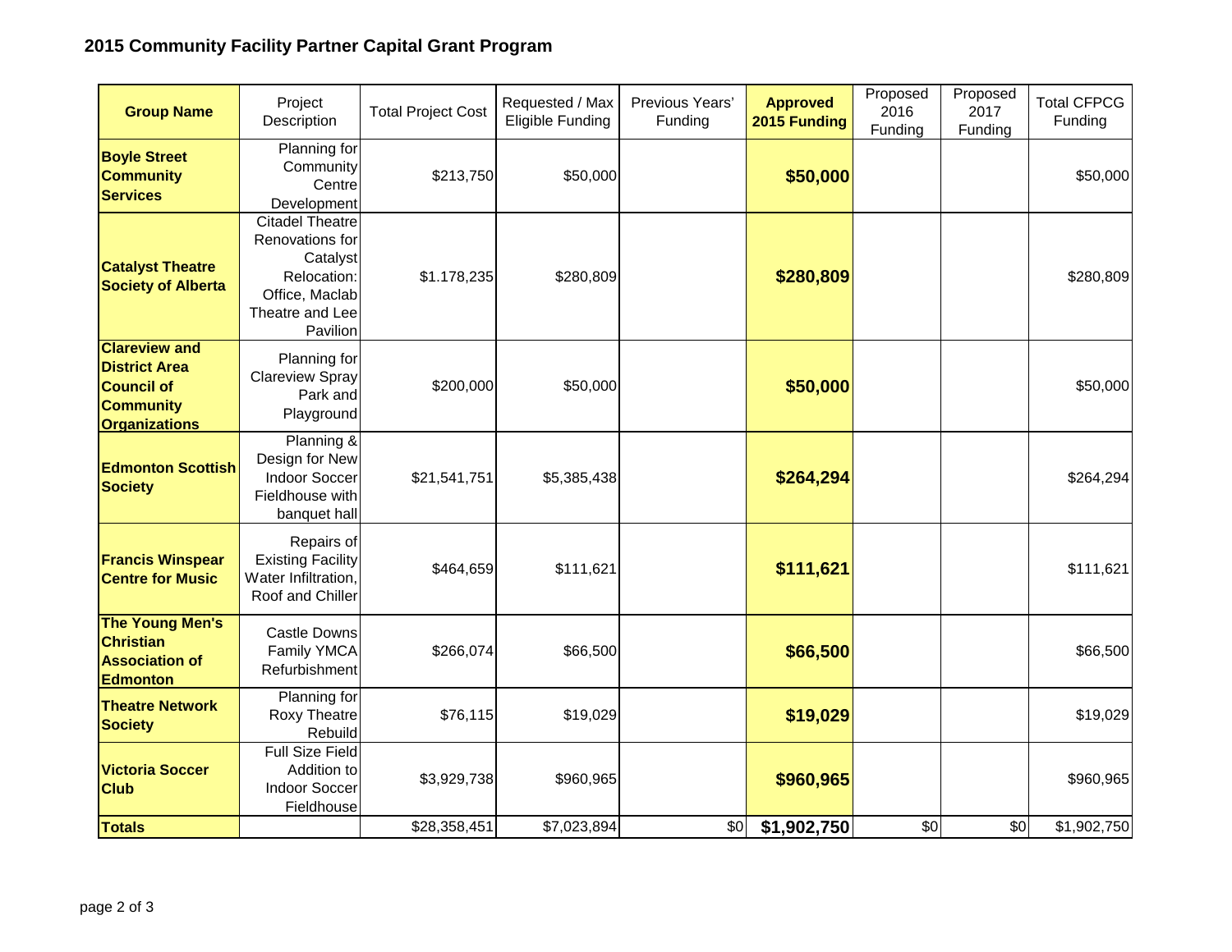## 2015 Community Facility Partner Capital Grant Program

| Group Name | Project Description | Total Project Cost | Requested / Max Eligible Funding | Previous Years' Funding | Approved 2015 Funding | Proposed 2016 Funding | Proposed 2017 Funding | Total CFPCG Funding |
|---|---|---|---|---|---|---|---|---|
| **Boyle Street Community Services** | Planning for Community Centre Development | $213,750 | $50,000 | | **$50,000** | | | $50,000 |
| **Catalyst Theatre Society of Alberta** | Citadel Theatre Renovations for Catalyst Relocation: Office, Maclab Theatre and Lee Pavilion | $1.178,235 | $280,809 | | **$280,809** | | | $280,809 |
| **Clareview and District Area Council of Community Organizations** | Planning for Clareview Spray Park and Playground | $200,000 | $50,000 | | **$50,000** | | | $50,000 |
| **Edmonton Scottish Society** | Planning & Design for New Indoor Soccer Fieldhouse with banquet hall | $21,541,751 | $5,385,438 | | **$264,294** | | | $264,294 |
| **Francis Winspear Centre for Music** | Repairs of Existing Facility Water Infiltration, Roof and Chiller | $464,659 | $111,621 | | **$111,621** | | | $111,621 |
| **The Young Men's Christian Association of Edmonton** | Castle Downs Family YMCA Refurbishment | $266,074 | $66,500 | | **$66,500** | | | $66,500 |
| **Theatre Network Society** | Planning for Roxy Theatre Rebuild | $76,115 | $19,029 | | **$19,029** | | | $19,029 |
| **Victoria Soccer Club** | Full Size Field Addition to Indoor Soccer Fieldhouse | $3,929,738 | $960,965 | | **$960,965** | | | $960,965 |
| **Totals** | | $28,358,451 | $7,023,894 | $0 | **$1,902,750** | $0 | $0 | $1,902,750 |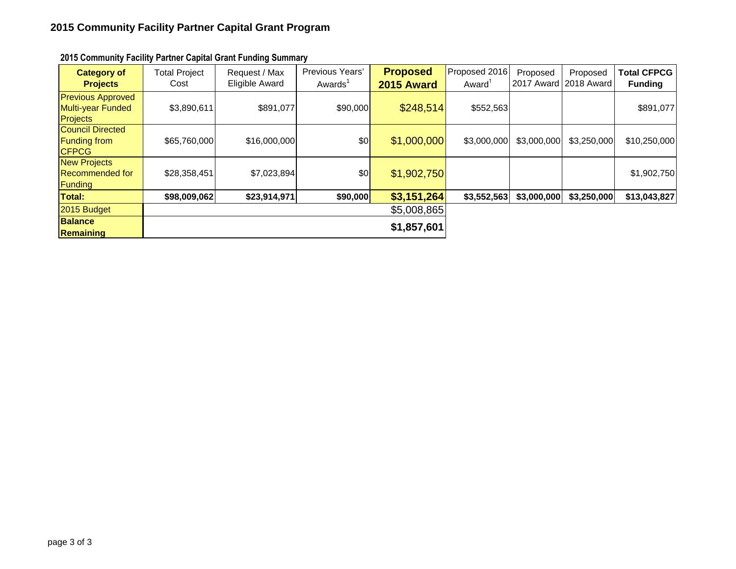## 2015 Community Facility Partner Capital Grant Program

**2015 Community Facility Partner Capital Grant Funding Summary**

| Category of Projects | Total Project Cost | Request / Max Eligible Award | Previous Years' Awards[1] | Proposed 2015 Award | Proposed 2016 Award[1] | Proposed 2017 Award | Proposed 2018 Award | Total CFPCG Funding |
|---|---|---|---|---|---|---|---|---|
| Previous Approved Multi-year Funded Projects | $3,890,611 | $891,077 | $90,000 | $248,514 | $552,563 | | | $891,077 |
| Council Directed Funding from CFPCG | $65,760,000 | $16,000,000 | $0 | $1,000,000 | $3,000,000 | $3,000,000 | $3,250,000 | $10,250,000 |
| New Projects Recommended for Funding | $28,358,451 | $7,023,894 | $0 | $1,902,750 | | | | $1,902,750 |
| **Total:** | **$98,009,062** | **$23,914,971** | **$90,000** | **$3,151,264** | **$3,552,563** | **$3,000,000** | **$3,250,000** | **$13,043,827** |
| 2015 Budget | | | | $5,008,865 | | | | |
| **Balance Remaining** | | | | **$1,857,601** | | | | |